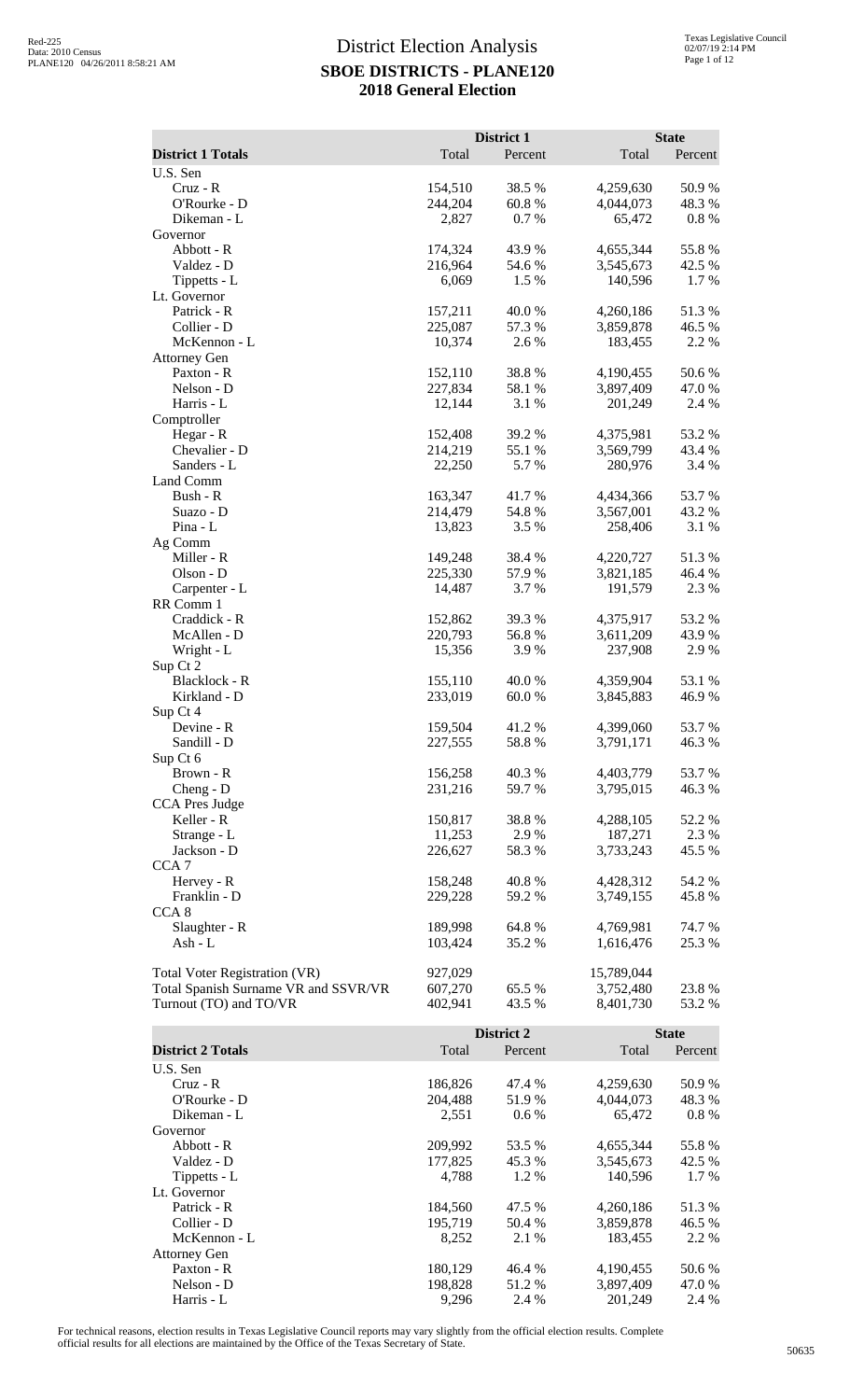# District Election Analysis
## SBOE DISTRICTS - PLANE120
## 2018 General Election

| District 1 Totals | District 1 Total | District 1 Percent | State Total | State Percent |
|---|---|---|---|---|
| U.S. Sen | | | | |
| Cruz - R | 154,510 | 38.5 % | 4,259,630 | 50.9 % |
| O'Rourke - D | 244,204 | 60.8 % | 4,044,073 | 48.3 % |
| Dikeman - L | 2,827 | 0.7 % | 65,472 | 0.8 % |
| Governor | | | | |
| Abbott - R | 174,324 | 43.9 % | 4,655,344 | 55.8 % |
| Valdez - D | 216,964 | 54.6 % | 3,545,673 | 42.5 % |
| Tippetts - L | 6,069 | 1.5 % | 140,596 | 1.7 % |
| Lt. Governor | | | | |
| Patrick - R | 157,211 | 40.0 % | 4,260,186 | 51.3 % |
| Collier - D | 225,087 | 57.3 % | 3,859,878 | 46.5 % |
| McKennon - L | 10,374 | 2.6 % | 183,455 | 2.2 % |
| Attorney Gen | | | | |
| Paxton - R | 152,110 | 38.8 % | 4,190,455 | 50.6 % |
| Nelson - D | 227,834 | 58.1 % | 3,897,409 | 47.0 % |
| Harris - L | 12,144 | 3.1 % | 201,249 | 2.4 % |
| Comptroller | | | | |
| Hegar - R | 152,408 | 39.2 % | 4,375,981 | 53.2 % |
| Chevalier - D | 214,219 | 55.1 % | 3,569,799 | 43.4 % |
| Sanders - L | 22,250 | 5.7 % | 280,976 | 3.4 % |
| Land Comm | | | | |
| Bush - R | 163,347 | 41.7 % | 4,434,366 | 53.7 % |
| Suazo - D | 214,479 | 54.8 % | 3,567,001 | 43.2 % |
| Pina - L | 13,823 | 3.5 % | 258,406 | 3.1 % |
| Ag Comm | | | | |
| Miller - R | 149,248 | 38.4 % | 4,220,727 | 51.3 % |
| Olson - D | 225,330 | 57.9 % | 3,821,185 | 46.4 % |
| Carpenter - L | 14,487 | 3.7 % | 191,579 | 2.3 % |
| RR Comm 1 | | | | |
| Craddick - R | 152,862 | 39.3 % | 4,375,917 | 53.2 % |
| McAllen - D | 220,793 | 56.8 % | 3,611,209 | 43.9 % |
| Wright - L | 15,356 | 3.9 % | 237,908 | 2.9 % |
| Sup Ct 2 | | | | |
| Blacklock - R | 155,110 | 40.0 % | 4,359,904 | 53.1 % |
| Kirkland - D | 233,019 | 60.0 % | 3,845,883 | 46.9 % |
| Sup Ct 4 | | | | |
| Devine - R | 159,504 | 41.2 % | 4,399,060 | 53.7 % |
| Sandill - D | 227,555 | 58.8 % | 3,791,171 | 46.3 % |
| Sup Ct 6 | | | | |
| Brown - R | 156,258 | 40.3 % | 4,403,779 | 53.7 % |
| Cheng - D | 231,216 | 59.7 % | 3,795,015 | 46.3 % |
| CCA Pres Judge | | | | |
| Keller - R | 150,817 | 38.8 % | 4,288,105 | 52.2 % |
| Strange - L | 11,253 | 2.9 % | 187,271 | 2.3 % |
| Jackson - D | 226,627 | 58.3 % | 3,733,243 | 45.5 % |
| CCA 7 | | | | |
| Hervey - R | 158,248 | 40.8 % | 4,428,312 | 54.2 % |
| Franklin - D | 229,228 | 59.2 % | 3,749,155 | 45.8 % |
| CCA 8 | | | | |
| Slaughter - R | 189,998 | 64.8 % | 4,769,981 | 74.7 % |
| Ash - L | 103,424 | 35.2 % | 1,616,476 | 25.3 % |
| | | | | |
| Total Voter Registration (VR) | 927,029 | | 15,789,044 | |
| Total Spanish Surname VR and SSVR/VR | 607,270 | 65.5 % | 3,752,480 | 23.8 % |
| Turnout (TO) and TO/VR | 402,941 | 43.5 % | 8,401,730 | 53.2 % |

| District 2 Totals | District 2 Total | District 2 Percent | State Total | State Percent |
|---|---|---|---|---|
| U.S. Sen | | | | |
| Cruz - R | 186,826 | 47.4 % | 4,259,630 | 50.9 % |
| O'Rourke - D | 204,488 | 51.9 % | 4,044,073 | 48.3 % |
| Dikeman - L | 2,551 | 0.6 % | 65,472 | 0.8 % |
| Governor | | | | |
| Abbott - R | 209,992 | 53.5 % | 4,655,344 | 55.8 % |
| Valdez - D | 177,825 | 45.3 % | 3,545,673 | 42.5 % |
| Tippetts - L | 4,788 | 1.2 % | 140,596 | 1.7 % |
| Lt. Governor | | | | |
| Patrick - R | 184,560 | 47.5 % | 4,260,186 | 51.3 % |
| Collier - D | 195,719 | 50.4 % | 3,859,878 | 46.5 % |
| McKennon - L | 8,252 | 2.1 % | 183,455 | 2.2 % |
| Attorney Gen | | | | |
| Paxton - R | 180,129 | 46.4 % | 4,190,455 | 50.6 % |
| Nelson - D | 198,828 | 51.2 % | 3,897,409 | 47.0 % |
| Harris - L | 9,296 | 2.4 % | 201,249 | 2.4 % |

For technical reasons, election results in Texas Legislative Council reports may vary slightly from the official election results. Complete official results for all elections are maintained by the Office of the Texas Secretary of State.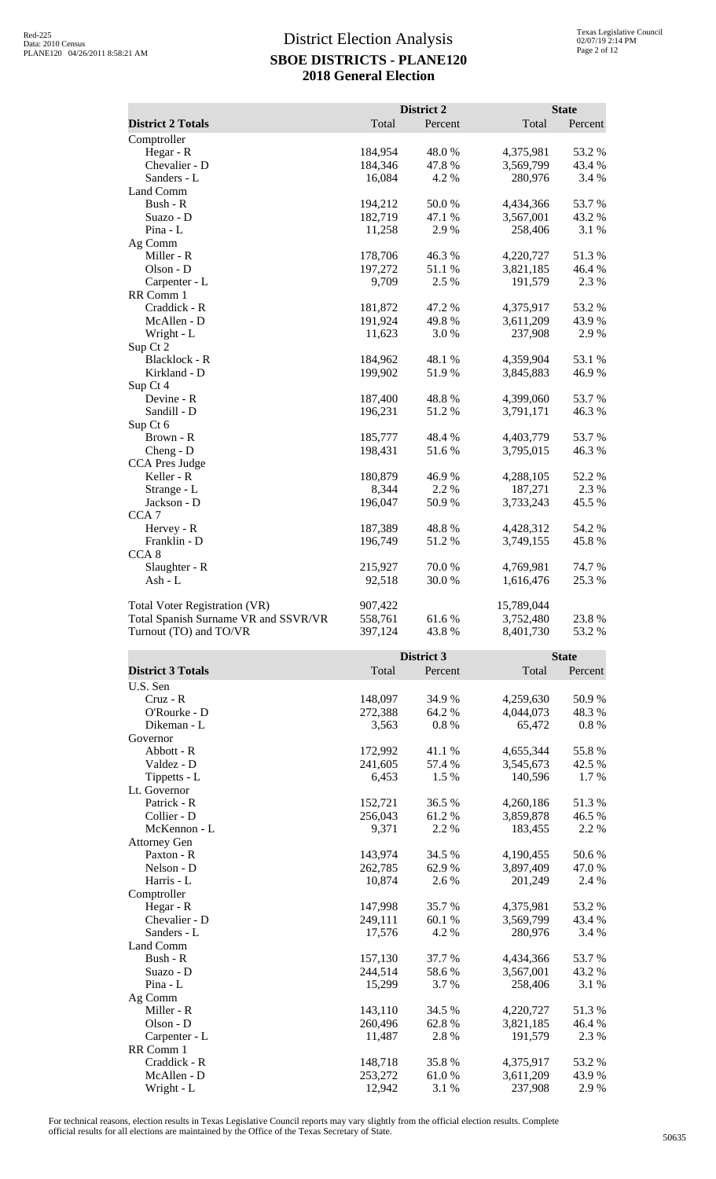# District Election Analysis

## SBOE DISTRICTS - PLANE120

## 2018 General Election

| District 2 Totals | District 2 Total | District 2 Percent | State Total | State Percent |
|---|---|---|---|---|
| Comptroller | | | | |
| Hegar - R | 184,954 | 48.0 % | 4,375,981 | 53.2 % |
| Chevalier - D | 184,346 | 47.8 % | 3,569,799 | 43.4 % |
| Sanders - L | 16,084 | 4.2 % | 280,976 | 3.4 % |
| Land Comm | | | | |
| Bush - R | 194,212 | 50.0 % | 4,434,366 | 53.7 % |
| Suazo - D | 182,719 | 47.1 % | 3,567,001 | 43.2 % |
| Pina - L | 11,258 | 2.9 % | 258,406 | 3.1 % |
| Ag Comm | | | | |
| Miller - R | 178,706 | 46.3 % | 4,220,727 | 51.3 % |
| Olson - D | 197,272 | 51.1 % | 3,821,185 | 46.4 % |
| Carpenter - L | 9,709 | 2.5 % | 191,579 | 2.3 % |
| RR Comm 1 | | | | |
| Craddick - R | 181,872 | 47.2 % | 4,375,917 | 53.2 % |
| McAllen - D | 191,924 | 49.8 % | 3,611,209 | 43.9 % |
| Wright - L | 11,623 | 3.0 % | 237,908 | 2.9 % |
| Sup Ct 2 | | | | |
| Blacklock - R | 184,962 | 48.1 % | 4,359,904 | 53.1 % |
| Kirkland - D | 199,902 | 51.9 % | 3,845,883 | 46.9 % |
| Sup Ct 4 | | | | |
| Devine - R | 187,400 | 48.8 % | 4,399,060 | 53.7 % |
| Sandill - D | 196,231 | 51.2 % | 3,791,171 | 46.3 % |
| Sup Ct 6 | | | | |
| Brown - R | 185,777 | 48.4 % | 4,403,779 | 53.7 % |
| Cheng - D | 198,431 | 51.6 % | 3,795,015 | 46.3 % |
| CCA Pres Judge | | | | |
| Keller - R | 180,879 | 46.9 % | 4,288,105 | 52.2 % |
| Strange - L | 8,344 | 2.2 % | 187,271 | 2.3 % |
| Jackson - D | 196,047 | 50.9 % | 3,733,243 | 45.5 % |
| CCA 7 | | | | |
| Hervey - R | 187,389 | 48.8 % | 4,428,312 | 54.2 % |
| Franklin - D | 196,749 | 51.2 % | 3,749,155 | 45.8 % |
| CCA 8 | | | | |
| Slaughter - R | 215,927 | 70.0 % | 4,769,981 | 74.7 % |
| Ash - L | 92,518 | 30.0 % | 1,616,476 | 25.3 % |
| Total Voter Registration (VR) | 907,422 | | 15,789,044 | |
| Total Spanish Surname VR and SSVR/VR | 558,761 | 61.6 % | 3,752,480 | 23.8 % |
| Turnout (TO) and TO/VR | 397,124 | 43.8 % | 8,401,730 | 53.2 % |

| District 3 Totals | District 3 Total | District 3 Percent | State Total | State Percent |
|---|---|---|---|---|
| U.S. Sen | | | | |
| Cruz - R | 148,097 | 34.9 % | 4,259,630 | 50.9 % |
| O'Rourke - D | 272,388 | 64.2 % | 4,044,073 | 48.3 % |
| Dikeman - L | 3,563 | 0.8 % | 65,472 | 0.8 % |
| Governor | | | | |
| Abbott - R | 172,992 | 41.1 % | 4,655,344 | 55.8 % |
| Valdez - D | 241,605 | 57.4 % | 3,545,673 | 42.5 % |
| Tippetts - L | 6,453 | 1.5 % | 140,596 | 1.7 % |
| Lt. Governor | | | | |
| Patrick - R | 152,721 | 36.5 % | 4,260,186 | 51.3 % |
| Collier - D | 256,043 | 61.2 % | 3,859,878 | 46.5 % |
| McKennon - L | 9,371 | 2.2 % | 183,455 | 2.2 % |
| Attorney Gen | | | | |
| Paxton - R | 143,974 | 34.5 % | 4,190,455 | 50.6 % |
| Nelson - D | 262,785 | 62.9 % | 3,897,409 | 47.0 % |
| Harris - L | 10,874 | 2.6 % | 201,249 | 2.4 % |
| Comptroller | | | | |
| Hegar - R | 147,998 | 35.7 % | 4,375,981 | 53.2 % |
| Chevalier - D | 249,111 | 60.1 % | 3,569,799 | 43.4 % |
| Sanders - L | 17,576 | 4.2 % | 280,976 | 3.4 % |
| Land Comm | | | | |
| Bush - R | 157,130 | 37.7 % | 4,434,366 | 53.7 % |
| Suazo - D | 244,514 | 58.6 % | 3,567,001 | 43.2 % |
| Pina - L | 15,299 | 3.7 % | 258,406 | 3.1 % |
| Ag Comm | | | | |
| Miller - R | 143,110 | 34.5 % | 4,220,727 | 51.3 % |
| Olson - D | 260,496 | 62.8 % | 3,821,185 | 46.4 % |
| Carpenter - L | 11,487 | 2.8 % | 191,579 | 2.3 % |
| RR Comm 1 | | | | |
| Craddick - R | 148,718 | 35.8 % | 4,375,917 | 53.2 % |
| McAllen - D | 253,272 | 61.0 % | 3,611,209 | 43.9 % |
| Wright - L | 12,942 | 3.1 % | 237,908 | 2.9 % |

For technical reasons, election results in Texas Legislative Council reports may vary slightly from the official election results. Complete official results for all elections are maintained by the Office of the Texas Secretary of State.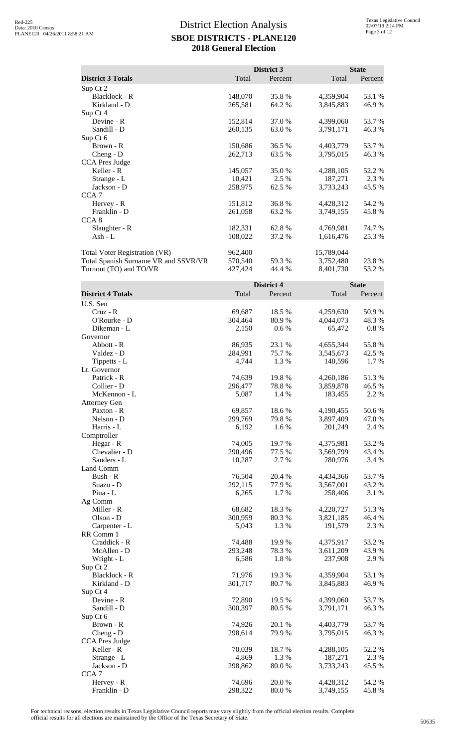# District Election Analysis

## SBOE DISTRICTS - PLANE120

## 2018 General Election

| District 3 Totals | District 3 Total | District 3 Percent | State Total | State Percent |
|---|---|---|---|---|
| Sup Ct 2 | | | | |
| Blacklock - R | 148,070 | 35.8 % | 4,359,904 | 53.1 % |
| Kirkland - D | 265,581 | 64.2 % | 3,845,883 | 46.9 % |
| Sup Ct 4 | | | | |
| Devine - R | 152,814 | 37.0 % | 4,399,060 | 53.7 % |
| Sandill - D | 260,135 | 63.0 % | 3,791,171 | 46.3 % |
| Sup Ct 6 | | | | |
| Brown - R | 150,686 | 36.5 % | 4,403,779 | 53.7 % |
| Cheng - D | 262,713 | 63.5 % | 3,795,015 | 46.3 % |
| CCA Pres Judge | | | | |
| Keller - R | 145,057 | 35.0 % | 4,288,105 | 52.2 % |
| Strange - L | 10,421 | 2.5 % | 187,271 | 2.3 % |
| Jackson - D | 258,975 | 62.5 % | 3,733,243 | 45.5 % |
| CCA 7 | | | | |
| Hervey - R | 151,812 | 36.8 % | 4,428,312 | 54.2 % |
| Franklin - D | 261,058 | 63.2 % | 3,749,155 | 45.8 % |
| CCA 8 | | | | |
| Slaughter - R | 182,331 | 62.8 % | 4,769,981 | 74.7 % |
| Ash - L | 108,022 | 37.2 % | 1,616,476 | 25.3 % |
| Total Voter Registration (VR) | 962,400 | | 15,789,044 | |
| Total Spanish Surname VR and SSVR/VR | 570,540 | 59.3 % | 3,752,480 | 23.8 % |
| Turnout (TO) and TO/VR | 427,424 | 44.4 % | 8,401,730 | 53.2 % |

| District 4 Totals | District 4 Total | District 4 Percent | State Total | State Percent |
|---|---|---|---|---|
| U.S. Sen | | | | |
| Cruz - R | 69,687 | 18.5 % | 4,259,630 | 50.9 % |
| O'Rourke - D | 304,464 | 80.9 % | 4,044,073 | 48.3 % |
| Dikeman - L | 2,150 | 0.6 % | 65,472 | 0.8 % |
| Governor | | | | |
| Abbott - R | 86,935 | 23.1 % | 4,655,344 | 55.8 % |
| Valdez - D | 284,991 | 75.7 % | 3,545,673 | 42.5 % |
| Tippetts - L | 4,744 | 1.3 % | 140,596 | 1.7 % |
| Lt. Governor | | | | |
| Patrick - R | 74,639 | 19.8 % | 4,260,186 | 51.3 % |
| Collier - D | 296,477 | 78.8 % | 3,859,878 | 46.5 % |
| McKennon - L | 5,087 | 1.4 % | 183,455 | 2.2 % |
| Attorney Gen | | | | |
| Paxton - R | 69,857 | 18.6 % | 4,190,455 | 50.6 % |
| Nelson - D | 299,769 | 79.8 % | 3,897,409 | 47.0 % |
| Harris - L | 6,192 | 1.6 % | 201,249 | 2.4 % |
| Comptroller | | | | |
| Hegar - R | 74,005 | 19.7 % | 4,375,981 | 53.2 % |
| Chevalier - D | 290,496 | 77.5 % | 3,569,799 | 43.4 % |
| Sanders - L | 10,287 | 2.7 % | 280,976 | 3.4 % |
| Land Comm | | | | |
| Bush - R | 76,504 | 20.4 % | 4,434,366 | 53.7 % |
| Suazo - D | 292,115 | 77.9 % | 3,567,001 | 43.2 % |
| Pina - L | 6,265 | 1.7 % | 258,406 | 3.1 % |
| Ag Comm | | | | |
| Miller - R | 68,682 | 18.3 % | 4,220,727 | 51.3 % |
| Olson - D | 300,959 | 80.3 % | 3,821,185 | 46.4 % |
| Carpenter - L | 5,043 | 1.3 % | 191,579 | 2.3 % |
| RR Comm 1 | | | | |
| Craddick - R | 74,488 | 19.9 % | 4,375,917 | 53.2 % |
| McAllen - D | 293,248 | 78.3 % | 3,611,209 | 43.9 % |
| Wright - L | 6,586 | 1.8 % | 237,908 | 2.9 % |
| Sup Ct 2 | | | | |
| Blacklock - R | 71,976 | 19.3 % | 4,359,904 | 53.1 % |
| Kirkland - D | 301,717 | 80.7 % | 3,845,883 | 46.9 % |
| Sup Ct 4 | | | | |
| Devine - R | 72,890 | 19.5 % | 4,399,060 | 53.7 % |
| Sandill - D | 300,397 | 80.5 % | 3,791,171 | 46.3 % |
| Sup Ct 6 | | | | |
| Brown - R | 74,926 | 20.1 % | 4,403,779 | 53.7 % |
| Cheng - D | 298,614 | 79.9 % | 3,795,015 | 46.3 % |
| CCA Pres Judge | | | | |
| Keller - R | 70,039 | 18.7 % | 4,288,105 | 52.2 % |
| Strange - L | 4,869 | 1.3 % | 187,271 | 2.3 % |
| Jackson - D | 298,862 | 80.0 % | 3,733,243 | 45.5 % |
| CCA 7 | | | | |
| Hervey - R | 74,696 | 20.0 % | 4,428,312 | 54.2 % |
| Franklin - D | 298,322 | 80.0 % | 3,749,155 | 45.8 % |

For technical reasons, election results in Texas Legislative Council reports may vary slightly from the official election results. Complete official results for all elections are maintained by the Office of the Texas Secretary of State.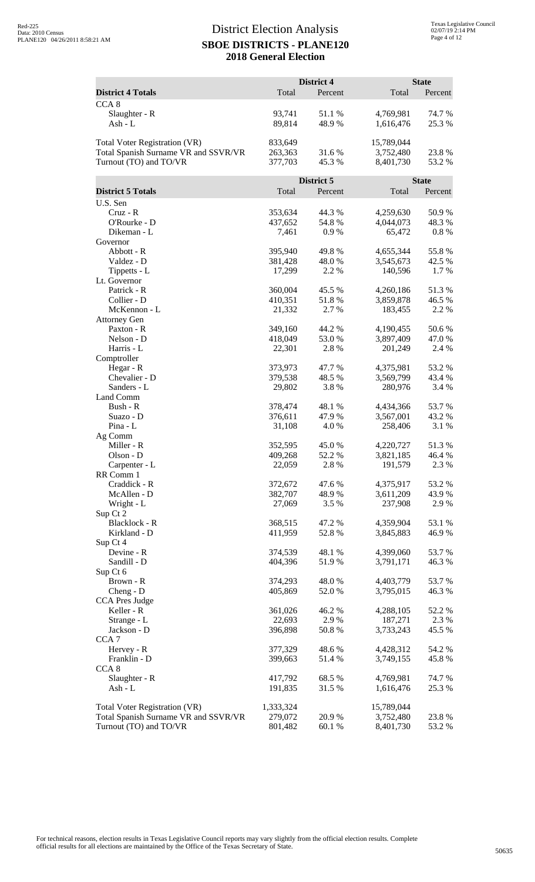# District Election Analysis

## SBOE DISTRICTS - PLANE120

## 2018 General Election

Red-225
Data: 2010 Census
PLANE120 04/26/2011 8:58:21 AM

Texas Legislative Council
02/07/19 2:14 PM

| District 4 Totals | District 4 Total | District 4 Percent | State Total | State Percent |
|---|---|---|---|---|
| CCA 8 | | | | |
| Slaughter - R | 93,741 | 51.1 % | 4,769,981 | 74.7 % |
| Ash - L | 89,814 | 48.9 % | 1,616,476 | 25.3 % |
| | | | | |
| Total Voter Registration (VR) | 833,649 | | 15,789,044 | |
| Total Spanish Surname VR and SSVR/VR | 263,363 | 31.6 % | 3,752,480 | 23.8 % |
| Turnout (TO) and TO/VR | 377,703 | 45.3 % | 8,401,730 | 53.2 % |

| District 5 Totals | District 5 Total | District 5 Percent | State Total | State Percent |
|---|---|---|---|---|
| U.S. Sen | | | | |
| Cruz - R | 353,634 | 44.3 % | 4,259,630 | 50.9 % |
| O'Rourke - D | 437,652 | 54.8 % | 4,044,073 | 48.3 % |
| Dikeman - L | 7,461 | 0.9 % | 65,472 | 0.8 % |
| Governor | | | | |
| Abbott - R | 395,940 | 49.8 % | 4,655,344 | 55.8 % |
| Valdez - D | 381,428 | 48.0 % | 3,545,673 | 42.5 % |
| Tippetts - L | 17,299 | 2.2 % | 140,596 | 1.7 % |
| Lt. Governor | | | | |
| Patrick - R | 360,004 | 45.5 % | 4,260,186 | 51.3 % |
| Collier - D | 410,351 | 51.8 % | 3,859,878 | 46.5 % |
| McKennon - L | 21,332 | 2.7 % | 183,455 | 2.2 % |
| Attorney Gen | | | | |
| Paxton - R | 349,160 | 44.2 % | 4,190,455 | 50.6 % |
| Nelson - D | 418,049 | 53.0 % | 3,897,409 | 47.0 % |
| Harris - L | 22,301 | 2.8 % | 201,249 | 2.4 % |
| Comptroller | | | | |
| Hegar - R | 373,973 | 47.7 % | 4,375,981 | 53.2 % |
| Chevalier - D | 379,538 | 48.5 % | 3,569,799 | 43.4 % |
| Sanders - L | 29,802 | 3.8 % | 280,976 | 3.4 % |
| Land Comm | | | | |
| Bush - R | 378,474 | 48.1 % | 4,434,366 | 53.7 % |
| Suazo - D | 376,611 | 47.9 % | 3,567,001 | 43.2 % |
| Pina - L | 31,108 | 4.0 % | 258,406 | 3.1 % |
| Ag Comm | | | | |
| Miller - R | 352,595 | 45.0 % | 4,220,727 | 51.3 % |
| Olson - D | 409,268 | 52.2 % | 3,821,185 | 46.4 % |
| Carpenter - L | 22,059 | 2.8 % | 191,579 | 2.3 % |
| RR Comm 1 | | | | |
| Craddick - R | 372,672 | 47.6 % | 4,375,917 | 53.2 % |
| McAllen - D | 382,707 | 48.9 % | 3,611,209 | 43.9 % |
| Wright - L | 27,069 | 3.5 % | 237,908 | 2.9 % |
| Sup Ct 2 | | | | |
| Blacklock - R | 368,515 | 47.2 % | 4,359,904 | 53.1 % |
| Kirkland - D | 411,959 | 52.8 % | 3,845,883 | 46.9 % |
| Sup Ct 4 | | | | |
| Devine - R | 374,539 | 48.1 % | 4,399,060 | 53.7 % |
| Sandill - D | 404,396 | 51.9 % | 3,791,171 | 46.3 % |
| Sup Ct 6 | | | | |
| Brown - R | 374,293 | 48.0 % | 4,403,779 | 53.7 % |
| Cheng - D | 405,869 | 52.0 % | 3,795,015 | 46.3 % |
| CCA Pres Judge | | | | |
| Keller - R | 361,026 | 46.2 % | 4,288,105 | 52.2 % |
| Strange - L | 22,693 | 2.9 % | 187,271 | 2.3 % |
| Jackson - D | 396,898 | 50.8 % | 3,733,243 | 45.5 % |
| CCA 7 | | | | |
| Hervey - R | 377,329 | 48.6 % | 4,428,312 | 54.2 % |
| Franklin - D | 399,663 | 51.4 % | 3,749,155 | 45.8 % |
| CCA 8 | | | | |
| Slaughter - R | 417,792 | 68.5 % | 4,769,981 | 74.7 % |
| Ash - L | 191,835 | 31.5 % | 1,616,476 | 25.3 % |
| | | | | |
| Total Voter Registration (VR) | 1,333,324 | | 15,789,044 | |
| Total Spanish Surname VR and SSVR/VR | 279,072 | 20.9 % | 3,752,480 | 23.8 % |
| Turnout (TO) and TO/VR | 801,482 | 60.1 % | 8,401,730 | 53.2 % |

For technical reasons, election results in Texas Legislative Council reports may vary slightly from the official election results. Complete official results for all elections are maintained by the Office of the Texas Secretary of State.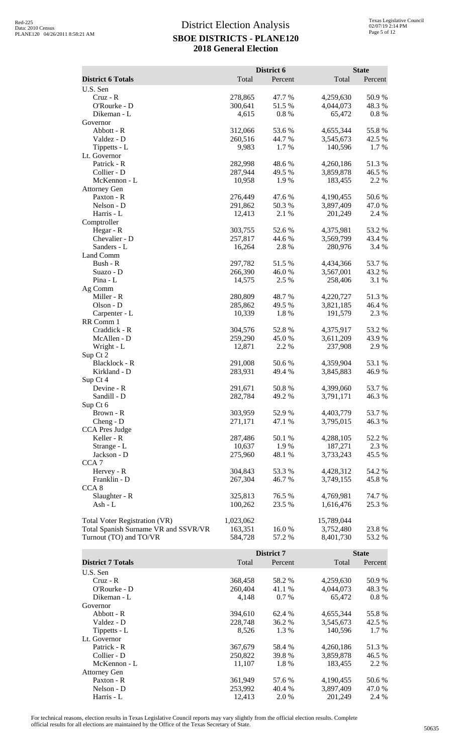# District Election Analysis

## SBOE DISTRICTS - PLANE120

## 2018 General Election

| District 6 Totals | District 6 Total | District 6 Percent | State Total | State Percent |
|---|---|---|---|---|
| U.S. Sen | | | | |
| Cruz - R | 278,865 | 47.7 % | 4,259,630 | 50.9 % |
| O'Rourke - D | 300,641 | 51.5 % | 4,044,073 | 48.3 % |
| Dikeman - L | 4,615 | 0.8 % | 65,472 | 0.8 % |
| Governor | | | | |
| Abbott - R | 312,066 | 53.6 % | 4,655,344 | 55.8 % |
| Valdez - D | 260,516 | 44.7 % | 3,545,673 | 42.5 % |
| Tippetts - L | 9,983 | 1.7 % | 140,596 | 1.7 % |
| Lt. Governor | | | | |
| Patrick - R | 282,998 | 48.6 % | 4,260,186 | 51.3 % |
| Collier - D | 287,944 | 49.5 % | 3,859,878 | 46.5 % |
| McKennon - L | 10,958 | 1.9 % | 183,455 | 2.2 % |
| Attorney Gen | | | | |
| Paxton - R | 276,449 | 47.6 % | 4,190,455 | 50.6 % |
| Nelson - D | 291,862 | 50.3 % | 3,897,409 | 47.0 % |
| Harris - L | 12,413 | 2.1 % | 201,249 | 2.4 % |
| Comptroller | | | | |
| Hegar - R | 303,755 | 52.6 % | 4,375,981 | 53.2 % |
| Chevalier - D | 257,817 | 44.6 % | 3,569,799 | 43.4 % |
| Sanders - L | 16,264 | 2.8 % | 280,976 | 3.4 % |
| Land Comm | | | | |
| Bush - R | 297,782 | 51.5 % | 4,434,366 | 53.7 % |
| Suazo - D | 266,390 | 46.0 % | 3,567,001 | 43.2 % |
| Pina - L | 14,575 | 2.5 % | 258,406 | 3.1 % |
| Ag Comm | | | | |
| Miller - R | 280,809 | 48.7 % | 4,220,727 | 51.3 % |
| Olson - D | 285,862 | 49.5 % | 3,821,185 | 46.4 % |
| Carpenter - L | 10,339 | 1.8 % | 191,579 | 2.3 % |
| RR Comm 1 | | | | |
| Craddick - R | 304,576 | 52.8 % | 4,375,917 | 53.2 % |
| McAllen - D | 259,290 | 45.0 % | 3,611,209 | 43.9 % |
| Wright - L | 12,871 | 2.2 % | 237,908 | 2.9 % |
| Sup Ct 2 | | | | |
| Blacklock - R | 291,008 | 50.6 % | 4,359,904 | 53.1 % |
| Kirkland - D | 283,931 | 49.4 % | 3,845,883 | 46.9 % |
| Sup Ct 4 | | | | |
| Devine - R | 291,671 | 50.8 % | 4,399,060 | 53.7 % |
| Sandill - D | 282,784 | 49.2 % | 3,791,171 | 46.3 % |
| Sup Ct 6 | | | | |
| Brown - R | 303,959 | 52.9 % | 4,403,779 | 53.7 % |
| Cheng - D | 271,171 | 47.1 % | 3,795,015 | 46.3 % |
| CCA Pres Judge | | | | |
| Keller - R | 287,486 | 50.1 % | 4,288,105 | 52.2 % |
| Strange - L | 10,637 | 1.9 % | 187,271 | 2.3 % |
| Jackson - D | 275,960 | 48.1 % | 3,733,243 | 45.5 % |
| CCA 7 | | | | |
| Hervey - R | 304,843 | 53.3 % | 4,428,312 | 54.2 % |
| Franklin - D | 267,304 | 46.7 % | 3,749,155 | 45.8 % |
| CCA 8 | | | | |
| Slaughter - R | 325,813 | 76.5 % | 4,769,981 | 74.7 % |
| Ash - L | 100,262 | 23.5 % | 1,616,476 | 25.3 % |
| Total Voter Registration (VR) | 1,023,062 | | 15,789,044 | |
| Total Spanish Surname VR and SSVR/VR | 163,351 | 16.0 % | 3,752,480 | 23.8 % |
| Turnout (TO) and TO/VR | 584,728 | 57.2 % | 8,401,730 | 53.2 % |

| District 7 Totals | District 7 Total | District 7 Percent | State Total | State Percent |
|---|---|---|---|---|
| U.S. Sen | | | | |
| Cruz - R | 368,458 | 58.2 % | 4,259,630 | 50.9 % |
| O'Rourke - D | 260,404 | 41.1 % | 4,044,073 | 48.3 % |
| Dikeman - L | 4,148 | 0.7 % | 65,472 | 0.8 % |
| Governor | | | | |
| Abbott - R | 394,610 | 62.4 % | 4,655,344 | 55.8 % |
| Valdez - D | 228,748 | 36.2 % | 3,545,673 | 42.5 % |
| Tippetts - L | 8,526 | 1.3 % | 140,596 | 1.7 % |
| Lt. Governor | | | | |
| Patrick - R | 367,679 | 58.4 % | 4,260,186 | 51.3 % |
| Collier - D | 250,822 | 39.8 % | 3,859,878 | 46.5 % |
| McKennon - L | 11,107 | 1.8 % | 183,455 | 2.2 % |
| Attorney Gen | | | | |
| Paxton - R | 361,949 | 57.6 % | 4,190,455 | 50.6 % |
| Nelson - D | 253,992 | 40.4 % | 3,897,409 | 47.0 % |
| Harris - L | 12,413 | 2.0 % | 201,249 | 2.4 % |

For technical reasons, election results in Texas Legislative Council reports may vary slightly from the official election results. Complete official results for all elections are maintained by the Office of the Texas Secretary of State.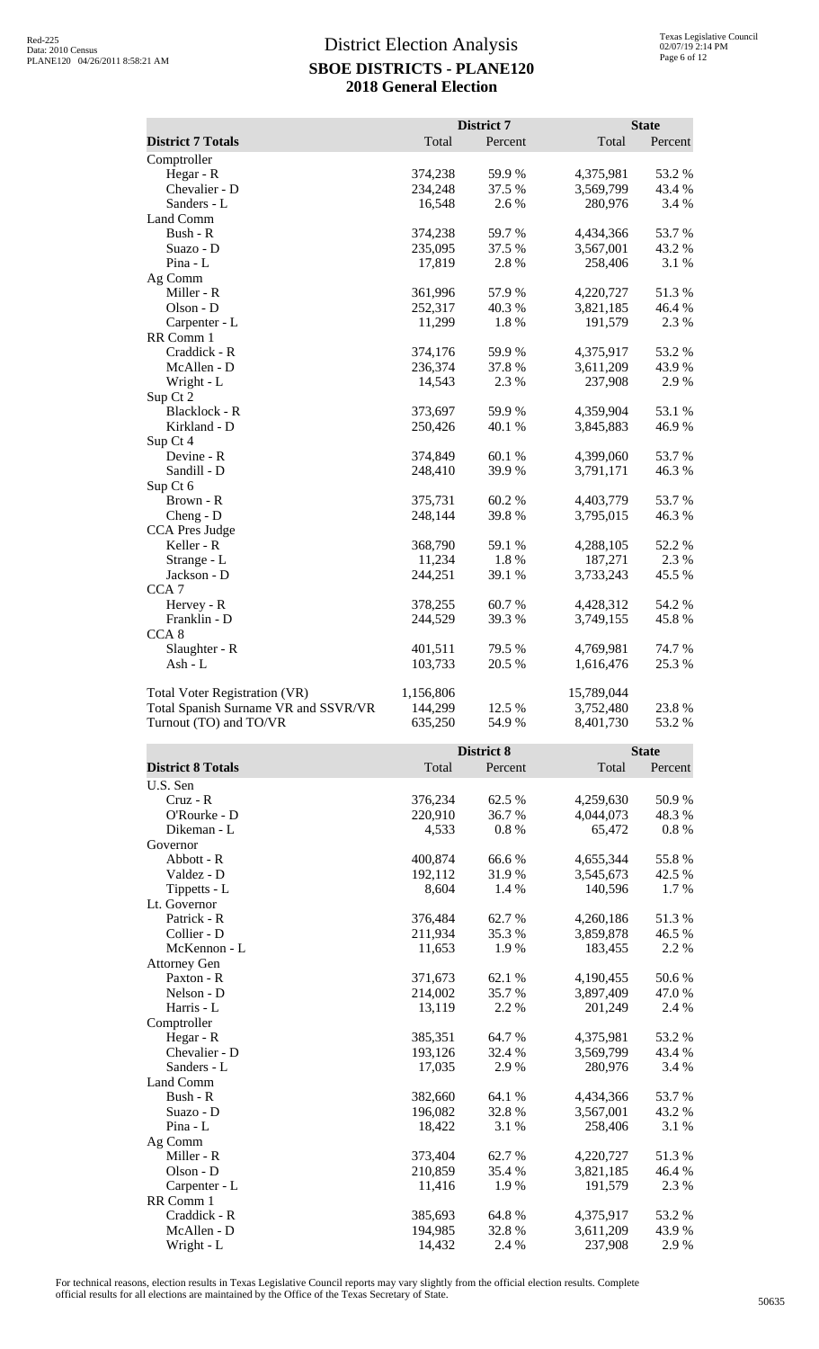# District Election Analysis

## SBOE DISTRICTS - PLANE120

## 2018 General Election

| District 7 Totals | District 7 Total | District 7 Percent | State Total | State Percent |
|---|---|---|---|---|
| Comptroller | | | | |
| Hegar - R | 374,238 | 59.9 % | 4,375,981 | 53.2 % |
| Chevalier - D | 234,248 | 37.5 % | 3,569,799 | 43.4 % |
| Sanders - L | 16,548 | 2.6 % | 280,976 | 3.4 % |
| Land Comm | | | | |
| Bush - R | 374,238 | 59.7 % | 4,434,366 | 53.7 % |
| Suazo - D | 235,095 | 37.5 % | 3,567,001 | 43.2 % |
| Pina - L | 17,819 | 2.8 % | 258,406 | 3.1 % |
| Ag Comm | | | | |
| Miller - R | 361,996 | 57.9 % | 4,220,727 | 51.3 % |
| Olson - D | 252,317 | 40.3 % | 3,821,185 | 46.4 % |
| Carpenter - L | 11,299 | 1.8 % | 191,579 | 2.3 % |
| RR Comm 1 | | | | |
| Craddick - R | 374,176 | 59.9 % | 4,375,917 | 53.2 % |
| McAllen - D | 236,374 | 37.8 % | 3,611,209 | 43.9 % |
| Wright - L | 14,543 | 2.3 % | 237,908 | 2.9 % |
| Sup Ct 2 | | | | |
| Blacklock - R | 373,697 | 59.9 % | 4,359,904 | 53.1 % |
| Kirkland - D | 250,426 | 40.1 % | 3,845,883 | 46.9 % |
| Sup Ct 4 | | | | |
| Devine - R | 374,849 | 60.1 % | 4,399,060 | 53.7 % |
| Sandill - D | 248,410 | 39.9 % | 3,791,171 | 46.3 % |
| Sup Ct 6 | | | | |
| Brown - R | 375,731 | 60.2 % | 4,403,779 | 53.7 % |
| Cheng - D | 248,144 | 39.8 % | 3,795,015 | 46.3 % |
| CCA Pres Judge | | | | |
| Keller - R | 368,790 | 59.1 % | 4,288,105 | 52.2 % |
| Strange - L | 11,234 | 1.8 % | 187,271 | 2.3 % |
| Jackson - D | 244,251 | 39.1 % | 3,733,243 | 45.5 % |
| CCA 7 | | | | |
| Hervey - R | 378,255 | 60.7 % | 4,428,312 | 54.2 % |
| Franklin - D | 244,529 | 39.3 % | 3,749,155 | 45.8 % |
| CCA 8 | | | | |
| Slaughter - R | 401,511 | 79.5 % | 4,769,981 | 74.7 % |
| Ash - L | 103,733 | 20.5 % | 1,616,476 | 25.3 % |
| Total Voter Registration (VR) | 1,156,806 | | 15,789,044 | |
| Total Spanish Surname VR and SSVR/VR | 144,299 | 12.5 % | 3,752,480 | 23.8 % |
| Turnout (TO) and TO/VR | 635,250 | 54.9 % | 8,401,730 | 53.2 % |

| District 8 Totals | District 8 Total | District 8 Percent | State Total | State Percent |
|---|---|---|---|---|
| U.S. Sen | | | | |
| Cruz - R | 376,234 | 62.5 % | 4,259,630 | 50.9 % |
| O'Rourke - D | 220,910 | 36.7 % | 4,044,073 | 48.3 % |
| Dikeman - L | 4,533 | 0.8 % | 65,472 | 0.8 % |
| Governor | | | | |
| Abbott - R | 400,874 | 66.6 % | 4,655,344 | 55.8 % |
| Valdez - D | 192,112 | 31.9 % | 3,545,673 | 42.5 % |
| Tippetts - L | 8,604 | 1.4 % | 140,596 | 1.7 % |
| Lt. Governor | | | | |
| Patrick - R | 376,484 | 62.7 % | 4,260,186 | 51.3 % |
| Collier - D | 211,934 | 35.3 % | 3,859,878 | 46.5 % |
| McKennon - L | 11,653 | 1.9 % | 183,455 | 2.2 % |
| Attorney Gen | | | | |
| Paxton - R | 371,673 | 62.1 % | 4,190,455 | 50.6 % |
| Nelson - D | 214,002 | 35.7 % | 3,897,409 | 47.0 % |
| Harris - L | 13,119 | 2.2 % | 201,249 | 2.4 % |
| Comptroller | | | | |
| Hegar - R | 385,351 | 64.7 % | 4,375,981 | 53.2 % |
| Chevalier - D | 193,126 | 32.4 % | 3,569,799 | 43.4 % |
| Sanders - L | 17,035 | 2.9 % | 280,976 | 3.4 % |
| Land Comm | | | | |
| Bush - R | 382,660 | 64.1 % | 4,434,366 | 53.7 % |
| Suazo - D | 196,082 | 32.8 % | 3,567,001 | 43.2 % |
| Pina - L | 18,422 | 3.1 % | 258,406 | 3.1 % |
| Ag Comm | | | | |
| Miller - R | 373,404 | 62.7 % | 4,220,727 | 51.3 % |
| Olson - D | 210,859 | 35.4 % | 3,821,185 | 46.4 % |
| Carpenter - L | 11,416 | 1.9 % | 191,579 | 2.3 % |
| RR Comm 1 | | | | |
| Craddick - R | 385,693 | 64.8 % | 4,375,917 | 53.2 % |
| McAllen - D | 194,985 | 32.8 % | 3,611,209 | 43.9 % |
| Wright - L | 14,432 | 2.4 % | 237,908 | 2.9 % |

For technical reasons, election results in Texas Legislative Council reports may vary slightly from the official election results. Complete official results for all elections are maintained by the Office of the Texas Secretary of State.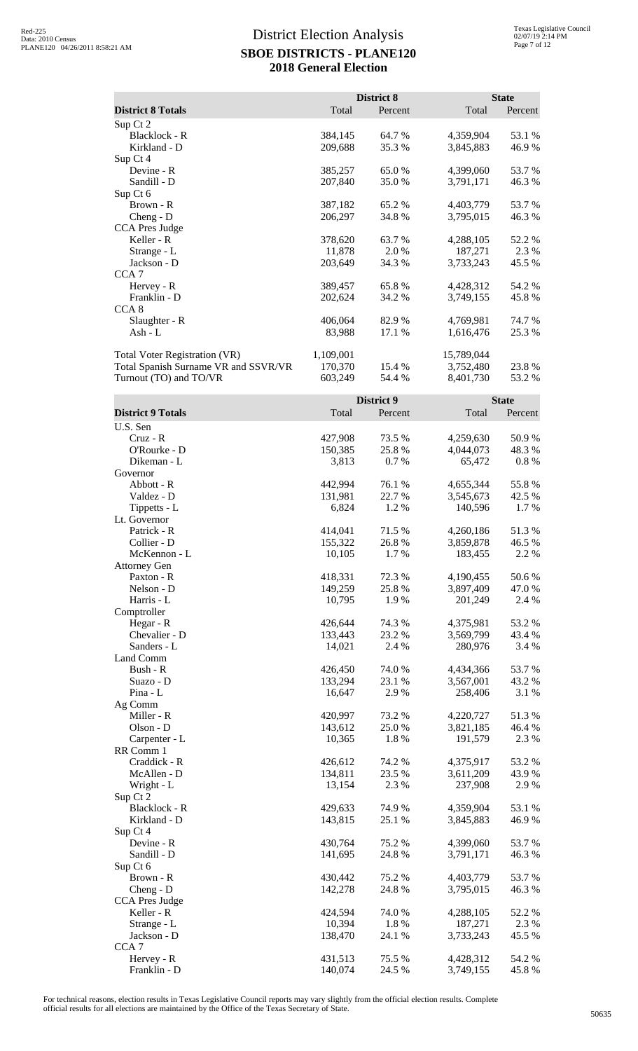# District Election Analysis
## SBOE DISTRICTS - PLANE120
## 2018 General Election

Red-225
Data: 2010 Census
PLANE120 04/26/2011 8:58:21 AM

Texas Legislative Council
02/07/19 2:14 PM

| District 8 Totals | District 8 Total | District 8 Percent | State Total | State Percent |
|---|---|---|---|---|
| Sup Ct 2 | | | | |
| Blacklock - R | 384,145 | 64.7 % | 4,359,904 | 53.1 % |
| Kirkland - D | 209,688 | 35.3 % | 3,845,883 | 46.9 % |
| Sup Ct 4 | | | | |
| Devine - R | 385,257 | 65.0 % | 4,399,060 | 53.7 % |
| Sandill - D | 207,840 | 35.0 % | 3,791,171 | 46.3 % |
| Sup Ct 6 | | | | |
| Brown - R | 387,182 | 65.2 % | 4,403,779 | 53.7 % |
| Cheng - D | 206,297 | 34.8 % | 3,795,015 | 46.3 % |
| CCA Pres Judge | | | | |
| Keller - R | 378,620 | 63.7 % | 4,288,105 | 52.2 % |
| Strange - L | 11,878 | 2.0 % | 187,271 | 2.3 % |
| Jackson - D | 203,649 | 34.3 % | 3,733,243 | 45.5 % |
| CCA 7 | | | | |
| Hervey - R | 389,457 | 65.8 % | 4,428,312 | 54.2 % |
| Franklin - D | 202,624 | 34.2 % | 3,749,155 | 45.8 % |
| CCA 8 | | | | |
| Slaughter - R | 406,064 | 82.9 % | 4,769,981 | 74.7 % |
| Ash - L | 83,988 | 17.1 % | 1,616,476 | 25.3 % |
| | | | | |
| Total Voter Registration (VR) | 1,109,001 | | 15,789,044 | |
| Total Spanish Surname VR and SSVR/VR | 170,370 | 15.4 % | 3,752,480 | 23.8 % |
| Turnout (TO) and TO/VR | 603,249 | 54.4 % | 8,401,730 | 53.2 % |

| District 9 Totals | District 9 Total | District 9 Percent | State Total | State Percent |
|---|---|---|---|---|
| U.S. Sen | | | | |
| Cruz - R | 427,908 | 73.5 % | 4,259,630 | 50.9 % |
| O'Rourke - D | 150,385 | 25.8 % | 4,044,073 | 48.3 % |
| Dikeman - L | 3,813 | 0.7 % | 65,472 | 0.8 % |
| Governor | | | | |
| Abbott - R | 442,994 | 76.1 % | 4,655,344 | 55.8 % |
| Valdez - D | 131,981 | 22.7 % | 3,545,673 | 42.5 % |
| Tippetts - L | 6,824 | 1.2 % | 140,596 | 1.7 % |
| Lt. Governor | | | | |
| Patrick - R | 414,041 | 71.5 % | 4,260,186 | 51.3 % |
| Collier - D | 155,322 | 26.8 % | 3,859,878 | 46.5 % |
| McKennon - L | 10,105 | 1.7 % | 183,455 | 2.2 % |
| Attorney Gen | | | | |
| Paxton - R | 418,331 | 72.3 % | 4,190,455 | 50.6 % |
| Nelson - D | 149,259 | 25.8 % | 3,897,409 | 47.0 % |
| Harris - L | 10,795 | 1.9 % | 201,249 | 2.4 % |
| Comptroller | | | | |
| Hegar - R | 426,644 | 74.3 % | 4,375,981 | 53.2 % |
| Chevalier - D | 133,443 | 23.2 % | 3,569,799 | 43.4 % |
| Sanders - L | 14,021 | 2.4 % | 280,976 | 3.4 % |
| Land Comm | | | | |
| Bush - R | 426,450 | 74.0 % | 4,434,366 | 53.7 % |
| Suazo - D | 133,294 | 23.1 % | 3,567,001 | 43.2 % |
| Pina - L | 16,647 | 2.9 % | 258,406 | 3.1 % |
| Ag Comm | | | | |
| Miller - R | 420,997 | 73.2 % | 4,220,727 | 51.3 % |
| Olson - D | 143,612 | 25.0 % | 3,821,185 | 46.4 % |
| Carpenter - L | 10,365 | 1.8 % | 191,579 | 2.3 % |
| RR Comm 1 | | | | |
| Craddick - R | 426,612 | 74.2 % | 4,375,917 | 53.2 % |
| McAllen - D | 134,811 | 23.5 % | 3,611,209 | 43.9 % |
| Wright - L | 13,154 | 2.3 % | 237,908 | 2.9 % |
| Sup Ct 2 | | | | |
| Blacklock - R | 429,633 | 74.9 % | 4,359,904 | 53.1 % |
| Kirkland - D | 143,815 | 25.1 % | 3,845,883 | 46.9 % |
| Sup Ct 4 | | | | |
| Devine - R | 430,764 | 75.2 % | 4,399,060 | 53.7 % |
| Sandill - D | 141,695 | 24.8 % | 3,791,171 | 46.3 % |
| Sup Ct 6 | | | | |
| Brown - R | 430,442 | 75.2 % | 4,403,779 | 53.7 % |
| Cheng - D | 142,278 | 24.8 % | 3,795,015 | 46.3 % |
| CCA Pres Judge | | | | |
| Keller - R | 424,594 | 74.0 % | 4,288,105 | 52.2 % |
| Strange - L | 10,394 | 1.8 % | 187,271 | 2.3 % |
| Jackson - D | 138,470 | 24.1 % | 3,733,243 | 45.5 % |
| CCA 7 | | | | |
| Hervey - R | 431,513 | 75.5 % | 4,428,312 | 54.2 % |
| Franklin - D | 140,074 | 24.5 % | 3,749,155 | 45.8 % |

For technical reasons, election results in Texas Legislative Council reports may vary slightly from the official election results. Complete official results for all elections are maintained by the Office of the Texas Secretary of State.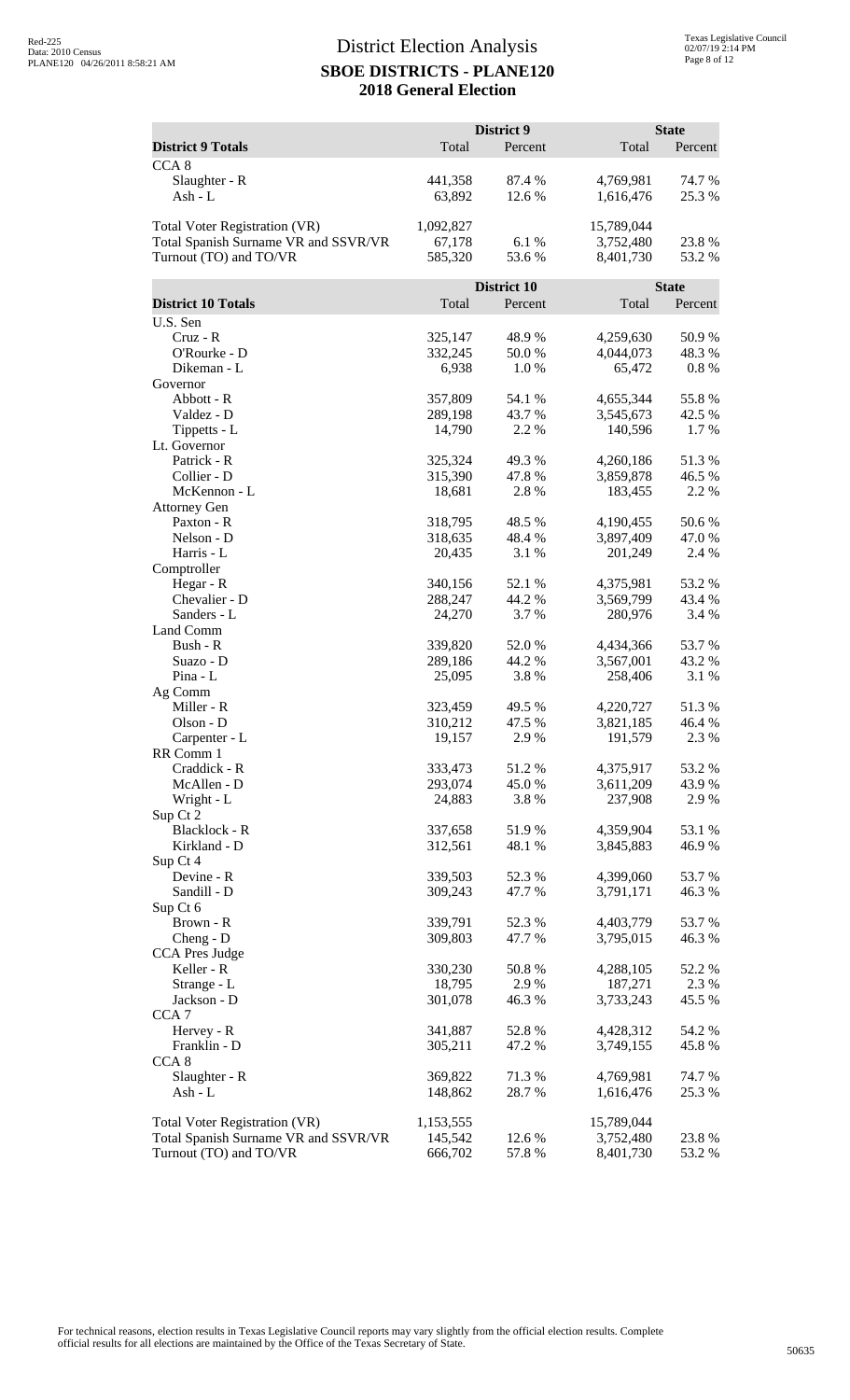# District Election Analysis
## SBOE DISTRICTS - PLANE120
## 2018 General Election

| District 9 Totals | District 9 Total | District 9 Percent | State Total | State Percent |
|---|---|---|---|---|
| CCA 8 | | | | |
| Slaughter - R | 441,358 | 87.4 % | 4,769,981 | 74.7 % |
| Ash - L | 63,892 | 12.6 % | 1,616,476 | 25.3 % |
| | | | | |
| Total Voter Registration (VR) | 1,092,827 | | 15,789,044 | |
| Total Spanish Surname VR and SSVR/VR | 67,178 | 6.1 % | 3,752,480 | 23.8 % |
| Turnout (TO) and TO/VR | 585,320 | 53.6 % | 8,401,730 | 53.2 % |

| District 10 Totals | District 10 Total | District 10 Percent | State Total | State Percent |
|---|---|---|---|---|
| U.S. Sen | | | | |
| Cruz - R | 325,147 | 48.9 % | 4,259,630 | 50.9 % |
| O'Rourke - D | 332,245 | 50.0 % | 4,044,073 | 48.3 % |
| Dikeman - L | 6,938 | 1.0 % | 65,472 | 0.8 % |
| Governor | | | | |
| Abbott - R | 357,809 | 54.1 % | 4,655,344 | 55.8 % |
| Valdez - D | 289,198 | 43.7 % | 3,545,673 | 42.5 % |
| Tippetts - L | 14,790 | 2.2 % | 140,596 | 1.7 % |
| Lt. Governor | | | | |
| Patrick - R | 325,324 | 49.3 % | 4,260,186 | 51.3 % |
| Collier - D | 315,390 | 47.8 % | 3,859,878 | 46.5 % |
| McKennon - L | 18,681 | 2.8 % | 183,455 | 2.2 % |
| Attorney Gen | | | | |
| Paxton - R | 318,795 | 48.5 % | 4,190,455 | 50.6 % |
| Nelson - D | 318,635 | 48.4 % | 3,897,409 | 47.0 % |
| Harris - L | 20,435 | 3.1 % | 201,249 | 2.4 % |
| Comptroller | | | | |
| Hegar - R | 340,156 | 52.1 % | 4,375,981 | 53.2 % |
| Chevalier - D | 288,247 | 44.2 % | 3,569,799 | 43.4 % |
| Sanders - L | 24,270 | 3.7 % | 280,976 | 3.4 % |
| Land Comm | | | | |
| Bush - R | 339,820 | 52.0 % | 4,434,366 | 53.7 % |
| Suazo - D | 289,186 | 44.2 % | 3,567,001 | 43.2 % |
| Pina - L | 25,095 | 3.8 % | 258,406 | 3.1 % |
| Ag Comm | | | | |
| Miller - R | 323,459 | 49.5 % | 4,220,727 | 51.3 % |
| Olson - D | 310,212 | 47.5 % | 3,821,185 | 46.4 % |
| Carpenter - L | 19,157 | 2.9 % | 191,579 | 2.3 % |
| RR Comm 1 | | | | |
| Craddick - R | 333,473 | 51.2 % | 4,375,917 | 53.2 % |
| McAllen - D | 293,074 | 45.0 % | 3,611,209 | 43.9 % |
| Wright - L | 24,883 | 3.8 % | 237,908 | 2.9 % |
| Sup Ct 2 | | | | |
| Blacklock - R | 337,658 | 51.9 % | 4,359,904 | 53.1 % |
| Kirkland - D | 312,561 | 48.1 % | 3,845,883 | 46.9 % |
| Sup Ct 4 | | | | |
| Devine - R | 339,503 | 52.3 % | 4,399,060 | 53.7 % |
| Sandill - D | 309,243 | 47.7 % | 3,791,171 | 46.3 % |
| Sup Ct 6 | | | | |
| Brown - R | 339,791 | 52.3 % | 4,403,779 | 53.7 % |
| Cheng - D | 309,803 | 47.7 % | 3,795,015 | 46.3 % |
| CCA Pres Judge | | | | |
| Keller - R | 330,230 | 50.8 % | 4,288,105 | 52.2 % |
| Strange - L | 18,795 | 2.9 % | 187,271 | 2.3 % |
| Jackson - D | 301,078 | 46.3 % | 3,733,243 | 45.5 % |
| CCA 7 | | | | |
| Hervey - R | 341,887 | 52.8 % | 4,428,312 | 54.2 % |
| Franklin - D | 305,211 | 47.2 % | 3,749,155 | 45.8 % |
| CCA 8 | | | | |
| Slaughter - R | 369,822 | 71.3 % | 4,769,981 | 74.7 % |
| Ash - L | 148,862 | 28.7 % | 1,616,476 | 25.3 % |
| | | | | |
| Total Voter Registration (VR) | 1,153,555 | | 15,789,044 | |
| Total Spanish Surname VR and SSVR/VR | 145,542 | 12.6 % | 3,752,480 | 23.8 % |
| Turnout (TO) and TO/VR | 666,702 | 57.8 % | 8,401,730 | 53.2 % |

For technical reasons, election results in Texas Legislative Council reports may vary slightly from the official election results. Complete official results for all elections are maintained by the Office of the Texas Secretary of State.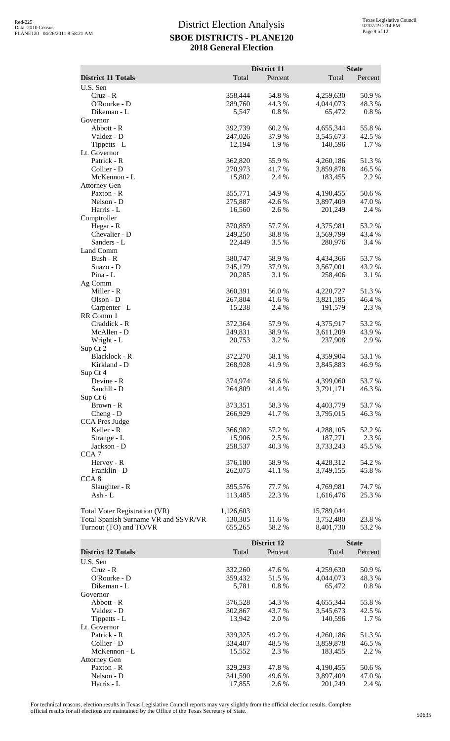# District Election Analysis

## SBOE DISTRICTS - PLANE120

## 2018 General Election

| District 11 Totals | District 11 Total | District 11 Percent | State Total | State Percent |
|---|---|---|---|---|
| U.S. Sen | | | | |
| Cruz - R | 358,444 | 54.8 % | 4,259,630 | 50.9 % |
| O'Rourke - D | 289,760 | 44.3 % | 4,044,073 | 48.3 % |
| Dikeman - L | 5,547 | 0.8 % | 65,472 | 0.8 % |
| Governor | | | | |
| Abbott - R | 392,739 | 60.2 % | 4,655,344 | 55.8 % |
| Valdez - D | 247,026 | 37.9 % | 3,545,673 | 42.5 % |
| Tippetts - L | 12,194 | 1.9 % | 140,596 | 1.7 % |
| Lt. Governor | | | | |
| Patrick - R | 362,820 | 55.9 % | 4,260,186 | 51.3 % |
| Collier - D | 270,973 | 41.7 % | 3,859,878 | 46.5 % |
| McKennon - L | 15,802 | 2.4 % | 183,455 | 2.2 % |
| Attorney Gen | | | | |
| Paxton - R | 355,771 | 54.9 % | 4,190,455 | 50.6 % |
| Nelson - D | 275,887 | 42.6 % | 3,897,409 | 47.0 % |
| Harris - L | 16,560 | 2.6 % | 201,249 | 2.4 % |
| Comptroller | | | | |
| Hegar - R | 370,859 | 57.7 % | 4,375,981 | 53.2 % |
| Chevalier - D | 249,250 | 38.8 % | 3,569,799 | 43.4 % |
| Sanders - L | 22,449 | 3.5 % | 280,976 | 3.4 % |
| Land Comm | | | | |
| Bush - R | 380,747 | 58.9 % | 4,434,366 | 53.7 % |
| Suazo - D | 245,179 | 37.9 % | 3,567,001 | 43.2 % |
| Pina - L | 20,285 | 3.1 % | 258,406 | 3.1 % |
| Ag Comm | | | | |
| Miller - R | 360,391 | 56.0 % | 4,220,727 | 51.3 % |
| Olson - D | 267,804 | 41.6 % | 3,821,185 | 46.4 % |
| Carpenter - L | 15,238 | 2.4 % | 191,579 | 2.3 % |
| RR Comm 1 | | | | |
| Craddick - R | 372,364 | 57.9 % | 4,375,917 | 53.2 % |
| McAllen - D | 249,831 | 38.9 % | 3,611,209 | 43.9 % |
| Wright - L | 20,753 | 3.2 % | 237,908 | 2.9 % |
| Sup Ct 2 | | | | |
| Blacklock - R | 372,270 | 58.1 % | 4,359,904 | 53.1 % |
| Kirkland - D | 268,928 | 41.9 % | 3,845,883 | 46.9 % |
| Sup Ct 4 | | | | |
| Devine - R | 374,974 | 58.6 % | 4,399,060 | 53.7 % |
| Sandill - D | 264,809 | 41.4 % | 3,791,171 | 46.3 % |
| Sup Ct 6 | | | | |
| Brown - R | 373,351 | 58.3 % | 4,403,779 | 53.7 % |
| Cheng - D | 266,929 | 41.7 % | 3,795,015 | 46.3 % |
| CCA Pres Judge | | | | |
| Keller - R | 366,982 | 57.2 % | 4,288,105 | 52.2 % |
| Strange - L | 15,906 | 2.5 % | 187,271 | 2.3 % |
| Jackson - D | 258,537 | 40.3 % | 3,733,243 | 45.5 % |
| CCA 7 | | | | |
| Hervey - R | 376,180 | 58.9 % | 4,428,312 | 54.2 % |
| Franklin - D | 262,075 | 41.1 % | 3,749,155 | 45.8 % |
| CCA 8 | | | | |
| Slaughter - R | 395,576 | 77.7 % | 4,769,981 | 74.7 % |
| Ash - L | 113,485 | 22.3 % | 1,616,476 | 25.3 % |
| Total Voter Registration (VR) | 1,126,603 | | 15,789,044 | |
| Total Spanish Surname VR and SSVR/VR | 130,305 | 11.6 % | 3,752,480 | 23.8 % |
| Turnout (TO) and TO/VR | 655,265 | 58.2 % | 8,401,730 | 53.2 % |

| District 12 Totals | District 12 Total | District 12 Percent | State Total | State Percent |
|---|---|---|---|---|
| U.S. Sen | | | | |
| Cruz - R | 332,260 | 47.6 % | 4,259,630 | 50.9 % |
| O'Rourke - D | 359,432 | 51.5 % | 4,044,073 | 48.3 % |
| Dikeman - L | 5,781 | 0.8 % | 65,472 | 0.8 % |
| Governor | | | | |
| Abbott - R | 376,528 | 54.3 % | 4,655,344 | 55.8 % |
| Valdez - D | 302,867 | 43.7 % | 3,545,673 | 42.5 % |
| Tippetts - L | 13,942 | 2.0 % | 140,596 | 1.7 % |
| Lt. Governor | | | | |
| Patrick - R | 339,325 | 49.2 % | 4,260,186 | 51.3 % |
| Collier - D | 334,407 | 48.5 % | 3,859,878 | 46.5 % |
| McKennon - L | 15,552 | 2.3 % | 183,455 | 2.2 % |
| Attorney Gen | | | | |
| Paxton - R | 329,293 | 47.8 % | 4,190,455 | 50.6 % |
| Nelson - D | 341,590 | 49.6 % | 3,897,409 | 47.0 % |
| Harris - L | 17,855 | 2.6 % | 201,249 | 2.4 % |

For technical reasons, election results in Texas Legislative Council reports may vary slightly from the official election results. Complete official results for all elections are maintained by the Office of the Texas Secretary of State.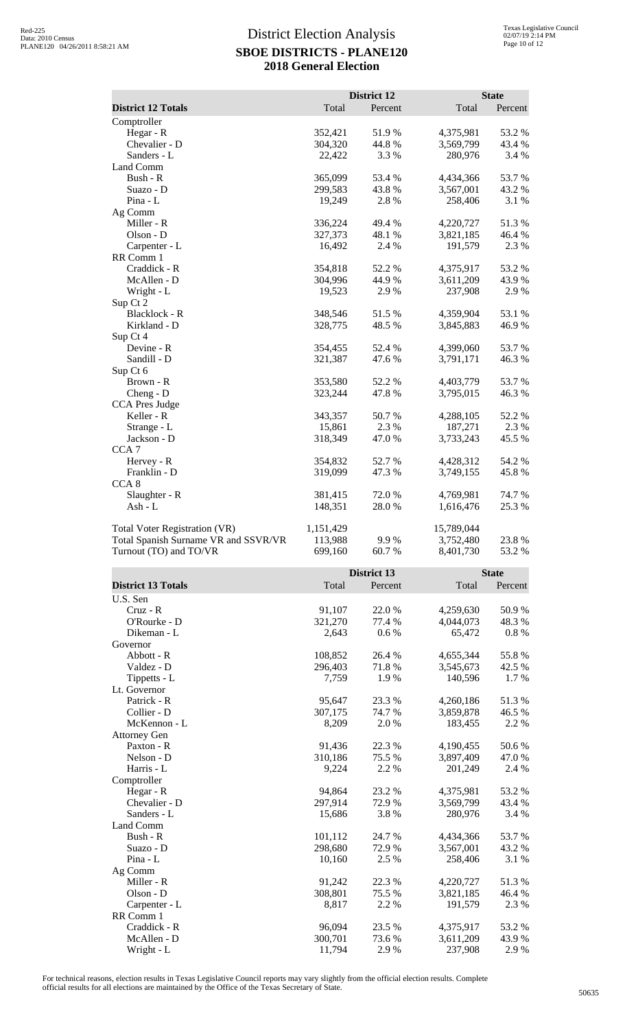# District Election Analysis
## SBOE DISTRICTS - PLANE120
## 2018 General Election

| District 12 Totals | District 12 Total | District 12 Percent | State Total | State Percent |
|---|---|---|---|---|
| Comptroller | | | | |
| Hegar - R | 352,421 | 51.9 % | 4,375,981 | 53.2 % |
| Chevalier - D | 304,320 | 44.8 % | 3,569,799 | 43.4 % |
| Sanders - L | 22,422 | 3.3 % | 280,976 | 3.4 % |
| Land Comm | | | | |
| Bush - R | 365,099 | 53.4 % | 4,434,366 | 53.7 % |
| Suazo - D | 299,583 | 43.8 % | 3,567,001 | 43.2 % |
| Pina - L | 19,249 | 2.8 % | 258,406 | 3.1 % |
| Ag Comm | | | | |
| Miller - R | 336,224 | 49.4 % | 4,220,727 | 51.3 % |
| Olson - D | 327,373 | 48.1 % | 3,821,185 | 46.4 % |
| Carpenter - L | 16,492 | 2.4 % | 191,579 | 2.3 % |
| RR Comm 1 | | | | |
| Craddick - R | 354,818 | 52.2 % | 4,375,917 | 53.2 % |
| McAllen - D | 304,996 | 44.9 % | 3,611,209 | 43.9 % |
| Wright - L | 19,523 | 2.9 % | 237,908 | 2.9 % |
| Sup Ct 2 | | | | |
| Blacklock - R | 348,546 | 51.5 % | 4,359,904 | 53.1 % |
| Kirkland - D | 328,775 | 48.5 % | 3,845,883 | 46.9 % |
| Sup Ct 4 | | | | |
| Devine - R | 354,455 | 52.4 % | 4,399,060 | 53.7 % |
| Sandill - D | 321,387 | 47.6 % | 3,791,171 | 46.3 % |
| Sup Ct 6 | | | | |
| Brown - R | 353,580 | 52.2 % | 4,403,779 | 53.7 % |
| Cheng - D | 323,244 | 47.8 % | 3,795,015 | 46.3 % |
| CCA Pres Judge | | | | |
| Keller - R | 343,357 | 50.7 % | 4,288,105 | 52.2 % |
| Strange - L | 15,861 | 2.3 % | 187,271 | 2.3 % |
| Jackson - D | 318,349 | 47.0 % | 3,733,243 | 45.5 % |
| CCA 7 | | | | |
| Hervey - R | 354,832 | 52.7 % | 4,428,312 | 54.2 % |
| Franklin - D | 319,099 | 47.3 % | 3,749,155 | 45.8 % |
| CCA 8 | | | | |
| Slaughter - R | 381,415 | 72.0 % | 4,769,981 | 74.7 % |
| Ash - L | 148,351 | 28.0 % | 1,616,476 | 25.3 % |
| Total Voter Registration (VR) | 1,151,429 | | 15,789,044 | |
| Total Spanish Surname VR and SSVR/VR | 113,988 | 9.9 % | 3,752,480 | 23.8 % |
| Turnout (TO) and TO/VR | 699,160 | 60.7 % | 8,401,730 | 53.2 % |

| District 13 Totals | District 13 Total | District 13 Percent | State Total | State Percent |
|---|---|---|---|---|
| U.S. Sen | | | | |
| Cruz - R | 91,107 | 22.0 % | 4,259,630 | 50.9 % |
| O'Rourke - D | 321,270 | 77.4 % | 4,044,073 | 48.3 % |
| Dikeman - L | 2,643 | 0.6 % | 65,472 | 0.8 % |
| Governor | | | | |
| Abbott - R | 108,852 | 26.4 % | 4,655,344 | 55.8 % |
| Valdez - D | 296,403 | 71.8 % | 3,545,673 | 42.5 % |
| Tippetts - L | 7,759 | 1.9 % | 140,596 | 1.7 % |
| Lt. Governor | | | | |
| Patrick - R | 95,647 | 23.3 % | 4,260,186 | 51.3 % |
| Collier - D | 307,175 | 74.7 % | 3,859,878 | 46.5 % |
| McKennon - L | 8,209 | 2.0 % | 183,455 | 2.2 % |
| Attorney Gen | | | | |
| Paxton - R | 91,436 | 22.3 % | 4,190,455 | 50.6 % |
| Nelson - D | 310,186 | 75.5 % | 3,897,409 | 47.0 % |
| Harris - L | 9,224 | 2.2 % | 201,249 | 2.4 % |
| Comptroller | | | | |
| Hegar - R | 94,864 | 23.2 % | 4,375,981 | 53.2 % |
| Chevalier - D | 297,914 | 72.9 % | 3,569,799 | 43.4 % |
| Sanders - L | 15,686 | 3.8 % | 280,976 | 3.4 % |
| Land Comm | | | | |
| Bush - R | 101,112 | 24.7 % | 4,434,366 | 53.7 % |
| Suazo - D | 298,680 | 72.9 % | 3,567,001 | 43.2 % |
| Pina - L | 10,160 | 2.5 % | 258,406 | 3.1 % |
| Ag Comm | | | | |
| Miller - R | 91,242 | 22.3 % | 4,220,727 | 51.3 % |
| Olson - D | 308,801 | 75.5 % | 3,821,185 | 46.4 % |
| Carpenter - L | 8,817 | 2.2 % | 191,579 | 2.3 % |
| RR Comm 1 | | | | |
| Craddick - R | 96,094 | 23.5 % | 4,375,917 | 53.2 % |
| McAllen - D | 300,701 | 73.6 % | 3,611,209 | 43.9 % |
| Wright - L | 11,794 | 2.9 % | 237,908 | 2.9 % |

For technical reasons, election results in Texas Legislative Council reports may vary slightly from the official election results. Complete official results for all elections are maintained by the Office of the Texas Secretary of State.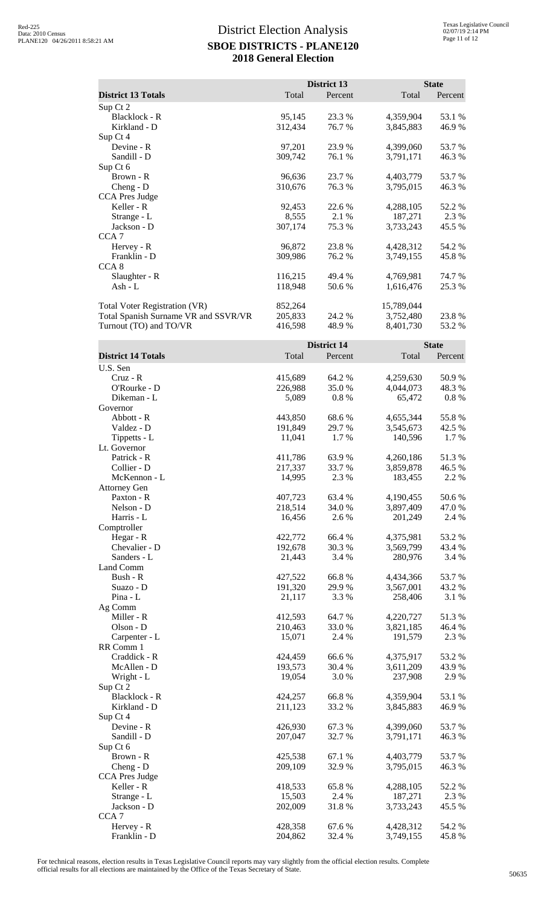# District Election Analysis

## SBOE DISTRICTS - PLANE120

## 2018 General Election

| District 13 Totals | District 13 Total | District 13 Percent | State Total | State Percent |
|---|---|---|---|---|
| Sup Ct 2 | | | | |
| Blacklock - R | 95,145 | 23.3 % | 4,359,904 | 53.1 % |
| Kirkland - D | 312,434 | 76.7 % | 3,845,883 | 46.9 % |
| Sup Ct 4 | | | | |
| Devine - R | 97,201 | 23.9 % | 4,399,060 | 53.7 % |
| Sandill - D | 309,742 | 76.1 % | 3,791,171 | 46.3 % |
| Sup Ct 6 | | | | |
| Brown - R | 96,636 | 23.7 % | 4,403,779 | 53.7 % |
| Cheng - D | 310,676 | 76.3 % | 3,795,015 | 46.3 % |
| CCA Pres Judge | | | | |
| Keller - R | 92,453 | 22.6 % | 4,288,105 | 52.2 % |
| Strange - L | 8,555 | 2.1 % | 187,271 | 2.3 % |
| Jackson - D | 307,174 | 75.3 % | 3,733,243 | 45.5 % |
| CCA 7 | | | | |
| Hervey - R | 96,872 | 23.8 % | 4,428,312 | 54.2 % |
| Franklin - D | 309,986 | 76.2 % | 3,749,155 | 45.8 % |
| CCA 8 | | | | |
| Slaughter - R | 116,215 | 49.4 % | 4,769,981 | 74.7 % |
| Ash - L | 118,948 | 50.6 % | 1,616,476 | 25.3 % |
| Total Voter Registration (VR) | 852,264 | | 15,789,044 | |
| Total Spanish Surname VR and SSVR/VR | 205,833 | 24.2 % | 3,752,480 | 23.8 % |
| Turnout (TO) and TO/VR | 416,598 | 48.9 % | 8,401,730 | 53.2 % |

| District 14 Totals | District 14 Total | District 14 Percent | State Total | State Percent |
|---|---|---|---|---|
| U.S. Sen | | | | |
| Cruz - R | 415,689 | 64.2 % | 4,259,630 | 50.9 % |
| O'Rourke - D | 226,988 | 35.0 % | 4,044,073 | 48.3 % |
| Dikeman - L | 5,089 | 0.8 % | 65,472 | 0.8 % |
| Governor | | | | |
| Abbott - R | 443,850 | 68.6 % | 4,655,344 | 55.8 % |
| Valdez - D | 191,849 | 29.7 % | 3,545,673 | 42.5 % |
| Tippetts - L | 11,041 | 1.7 % | 140,596 | 1.7 % |
| Lt. Governor | | | | |
| Patrick - R | 411,786 | 63.9 % | 4,260,186 | 51.3 % |
| Collier - D | 217,337 | 33.7 % | 3,859,878 | 46.5 % |
| McKennon - L | 14,995 | 2.3 % | 183,455 | 2.2 % |
| Attorney Gen | | | | |
| Paxton - R | 407,723 | 63.4 % | 4,190,455 | 50.6 % |
| Nelson - D | 218,514 | 34.0 % | 3,897,409 | 47.0 % |
| Harris - L | 16,456 | 2.6 % | 201,249 | 2.4 % |
| Comptroller | | | | |
| Hegar - R | 422,772 | 66.4 % | 4,375,981 | 53.2 % |
| Chevalier - D | 192,678 | 30.3 % | 3,569,799 | 43.4 % |
| Sanders - L | 21,443 | 3.4 % | 280,976 | 3.4 % |
| Land Comm | | | | |
| Bush - R | 427,522 | 66.8 % | 4,434,366 | 53.7 % |
| Suazo - D | 191,320 | 29.9 % | 3,567,001 | 43.2 % |
| Pina - L | 21,117 | 3.3 % | 258,406 | 3.1 % |
| Ag Comm | | | | |
| Miller - R | 412,593 | 64.7 % | 4,220,727 | 51.3 % |
| Olson - D | 210,463 | 33.0 % | 3,821,185 | 46.4 % |
| Carpenter - L | 15,071 | 2.4 % | 191,579 | 2.3 % |
| RR Comm 1 | | | | |
| Craddick - R | 424,459 | 66.6 % | 4,375,917 | 53.2 % |
| McAllen - D | 193,573 | 30.4 % | 3,611,209 | 43.9 % |
| Wright - L | 19,054 | 3.0 % | 237,908 | 2.9 % |
| Sup Ct 2 | | | | |
| Blacklock - R | 424,257 | 66.8 % | 4,359,904 | 53.1 % |
| Kirkland - D | 211,123 | 33.2 % | 3,845,883 | 46.9 % |
| Sup Ct 4 | | | | |
| Devine - R | 426,930 | 67.3 % | 4,399,060 | 53.7 % |
| Sandill - D | 207,047 | 32.7 % | 3,791,171 | 46.3 % |
| Sup Ct 6 | | | | |
| Brown - R | 425,538 | 67.1 % | 4,403,779 | 53.7 % |
| Cheng - D | 209,109 | 32.9 % | 3,795,015 | 46.3 % |
| CCA Pres Judge | | | | |
| Keller - R | 418,533 | 65.8 % | 4,288,105 | 52.2 % |
| Strange - L | 15,503 | 2.4 % | 187,271 | 2.3 % |
| Jackson - D | 202,009 | 31.8 % | 3,733,243 | 45.5 % |
| CCA 7 | | | | |
| Hervey - R | 428,358 | 67.6 % | 4,428,312 | 54.2 % |
| Franklin - D | 204,862 | 32.4 % | 3,749,155 | 45.8 % |

For technical reasons, election results in Texas Legislative Council reports may vary slightly from the official election results. Complete official results for all elections are maintained by the Office of the Texas Secretary of State.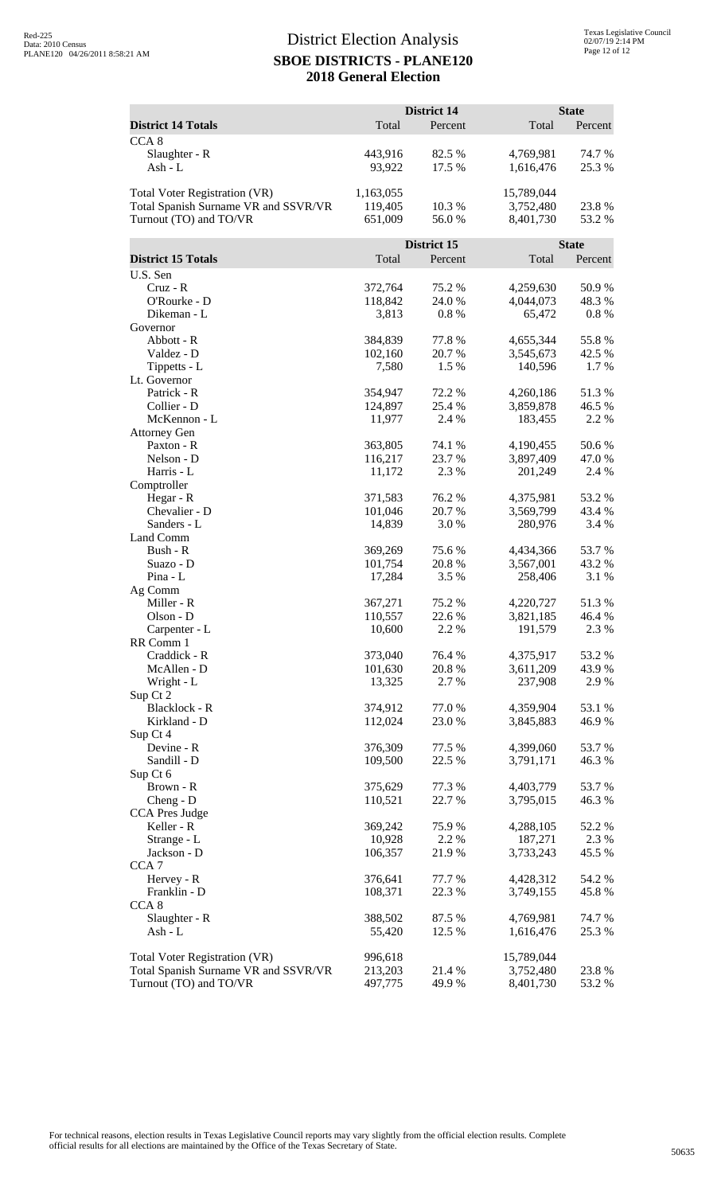# District Election Analysis

**SBOE DISTRICTS - PLANE120**

**2018 General Election**

| District 14 Totals | District 14 Total | District 14 Percent | State Total | State Percent |
|---|---|---|---|---|
| CCA 8 | | | | |
| Slaughter - R | 443,916 | 82.5 % | 4,769,981 | 74.7 % |
| Ash - L | 93,922 | 17.5 % | 1,616,476 | 25.3 % |
| Total Voter Registration (VR) | 1,163,055 | | 15,789,044 | |
| Total Spanish Surname VR and SSVR/VR | 119,405 | 10.3 % | 3,752,480 | 23.8 % |
| Turnout (TO) and TO/VR | 651,009 | 56.0 % | 8,401,730 | 53.2 % |

| District 15 Totals | District 15 Total | District 15 Percent | State Total | State Percent |
|---|---|---|---|---|
| U.S. Sen | | | | |
| Cruz - R | 372,764 | 75.2 % | 4,259,630 | 50.9 % |
| O'Rourke - D | 118,842 | 24.0 % | 4,044,073 | 48.3 % |
| Dikeman - L | 3,813 | 0.8 % | 65,472 | 0.8 % |
| Governor | | | | |
| Abbott - R | 384,839 | 77.8 % | 4,655,344 | 55.8 % |
| Valdez - D | 102,160 | 20.7 % | 3,545,673 | 42.5 % |
| Tippetts - L | 7,580 | 1.5 % | 140,596 | 1.7 % |
| Lt. Governor | | | | |
| Patrick - R | 354,947 | 72.2 % | 4,260,186 | 51.3 % |
| Collier - D | 124,897 | 25.4 % | 3,859,878 | 46.5 % |
| McKennon - L | 11,977 | 2.4 % | 183,455 | 2.2 % |
| Attorney Gen | | | | |
| Paxton - R | 363,805 | 74.1 % | 4,190,455 | 50.6 % |
| Nelson - D | 116,217 | 23.7 % | 3,897,409 | 47.0 % |
| Harris - L | 11,172 | 2.3 % | 201,249 | 2.4 % |
| Comptroller | | | | |
| Hegar - R | 371,583 | 76.2 % | 4,375,981 | 53.2 % |
| Chevalier - D | 101,046 | 20.7 % | 3,569,799 | 43.4 % |
| Sanders - L | 14,839 | 3.0 % | 280,976 | 3.4 % |
| Land Comm | | | | |
| Bush - R | 369,269 | 75.6 % | 4,434,366 | 53.7 % |
| Suazo - D | 101,754 | 20.8 % | 3,567,001 | 43.2 % |
| Pina - L | 17,284 | 3.5 % | 258,406 | 3.1 % |
| Ag Comm | | | | |
| Miller - R | 367,271 | 75.2 % | 4,220,727 | 51.3 % |
| Olson - D | 110,557 | 22.6 % | 3,821,185 | 46.4 % |
| Carpenter - L | 10,600 | 2.2 % | 191,579 | 2.3 % |
| RR Comm 1 | | | | |
| Craddick - R | 373,040 | 76.4 % | 4,375,917 | 53.2 % |
| McAllen - D | 101,630 | 20.8 % | 3,611,209 | 43.9 % |
| Wright - L | 13,325 | 2.7 % | 237,908 | 2.9 % |
| Sup Ct 2 | | | | |
| Blacklock - R | 374,912 | 77.0 % | 4,359,904 | 53.1 % |
| Kirkland - D | 112,024 | 23.0 % | 3,845,883 | 46.9 % |
| Sup Ct 4 | | | | |
| Devine - R | 376,309 | 77.5 % | 4,399,060 | 53.7 % |
| Sandill - D | 109,500 | 22.5 % | 3,791,171 | 46.3 % |
| Sup Ct 6 | | | | |
| Brown - R | 375,629 | 77.3 % | 4,403,779 | 53.7 % |
| Cheng - D | 110,521 | 22.7 % | 3,795,015 | 46.3 % |
| CCA Pres Judge | | | | |
| Keller - R | 369,242 | 75.9 % | 4,288,105 | 52.2 % |
| Strange - L | 10,928 | 2.2 % | 187,271 | 2.3 % |
| Jackson - D | 106,357 | 21.9 % | 3,733,243 | 45.5 % |
| CCA 7 | | | | |
| Hervey - R | 376,641 | 77.7 % | 4,428,312 | 54.2 % |
| Franklin - D | 108,371 | 22.3 % | 3,749,155 | 45.8 % |
| CCA 8 | | | | |
| Slaughter - R | 388,502 | 87.5 % | 4,769,981 | 74.7 % |
| Ash - L | 55,420 | 12.5 % | 1,616,476 | 25.3 % |
| Total Voter Registration (VR) | 996,618 | | 15,789,044 | |
| Total Spanish Surname VR and SSVR/VR | 213,203 | 21.4 % | 3,752,480 | 23.8 % |
| Turnout (TO) and TO/VR | 497,775 | 49.9 % | 8,401,730 | 53.2 % |

For technical reasons, election results in Texas Legislative Council reports may vary slightly from the official election results. Complete official results for all elections are maintained by the Office of the Texas Secretary of State.